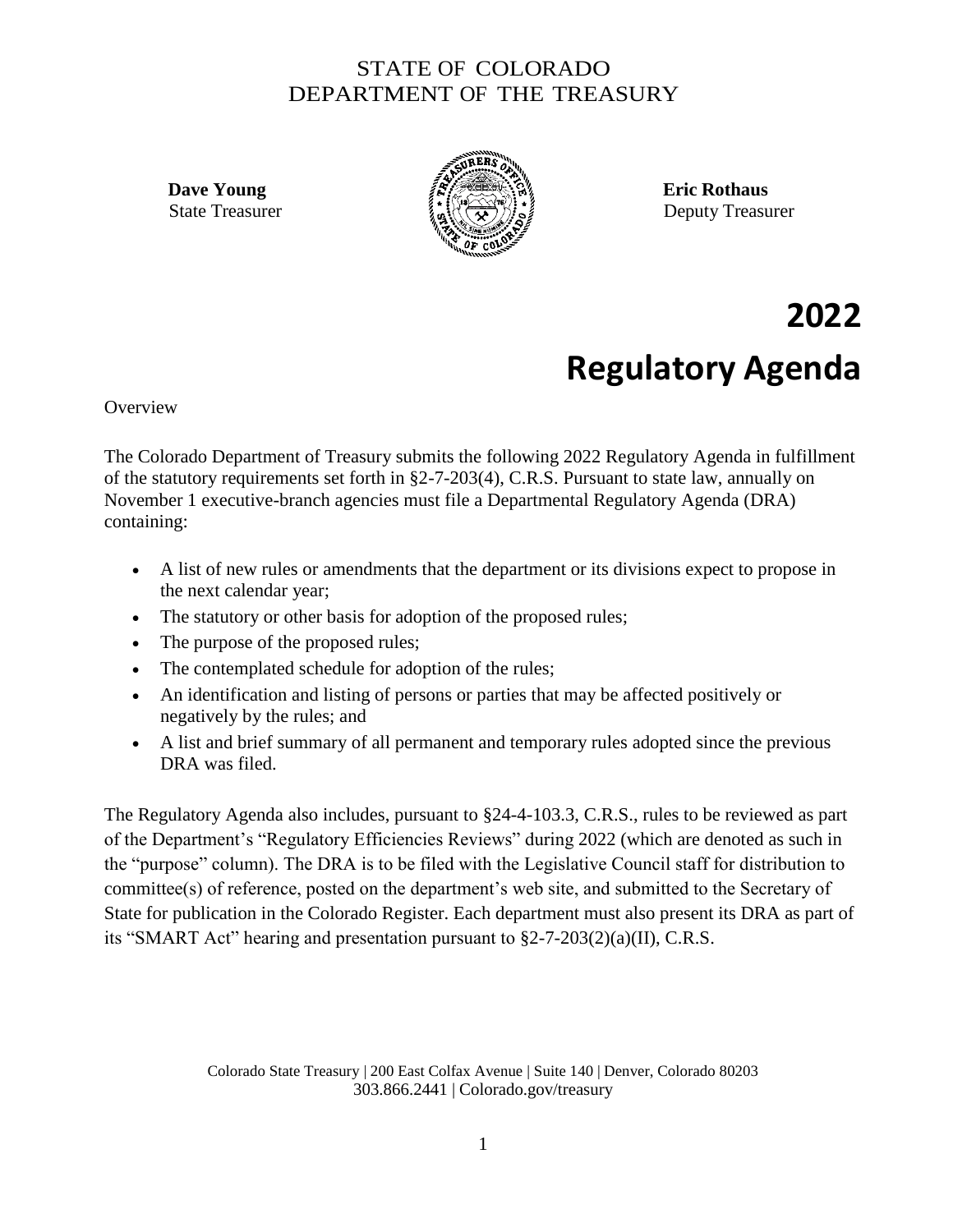STATE OF COLORADO
DEPARTMENT OF THE TREASURY

**Dave Young**
State Treasurer

**Eric Rothaus**
Deputy Treasurer

# 2022
# Regulatory Agenda

Overview

The Colorado Department of Treasury submits the following 2022 Regulatory Agenda in fulfillment of the statutory requirements set forth in §2-7-203(4), C.R.S. Pursuant to state law, annually on November 1 executive-branch agencies must file a Departmental Regulatory Agenda (DRA) containing:

- A list of new rules or amendments that the department or its divisions expect to propose in the next calendar year;
- The statutory or other basis for adoption of the proposed rules;
- The purpose of the proposed rules;
- The contemplated schedule for adoption of the rules;
- An identification and listing of persons or parties that may be affected positively or negatively by the rules; and
- A list and brief summary of all permanent and temporary rules adopted since the previous DRA was filed.

The Regulatory Agenda also includes, pursuant to §24-4-103.3, C.R.S., rules to be reviewed as part of the Department's "Regulatory Efficiencies Reviews" during 2022 (which are denoted as such in the "purpose" column). The DRA is to be filed with the Legislative Council staff for distribution to committee(s) of reference, posted on the department's web site, and submitted to the Secretary of State for publication in the Colorado Register. Each department must also present its DRA as part of its "SMART Act" hearing and presentation pursuant to §2-7-203(2)(a)(II), C.R.S.

Colorado State Treasury | 200 East Colfax Avenue | Suite 140 | Denver, Colorado 80203
303.866.2441 | Colorado.gov/treasury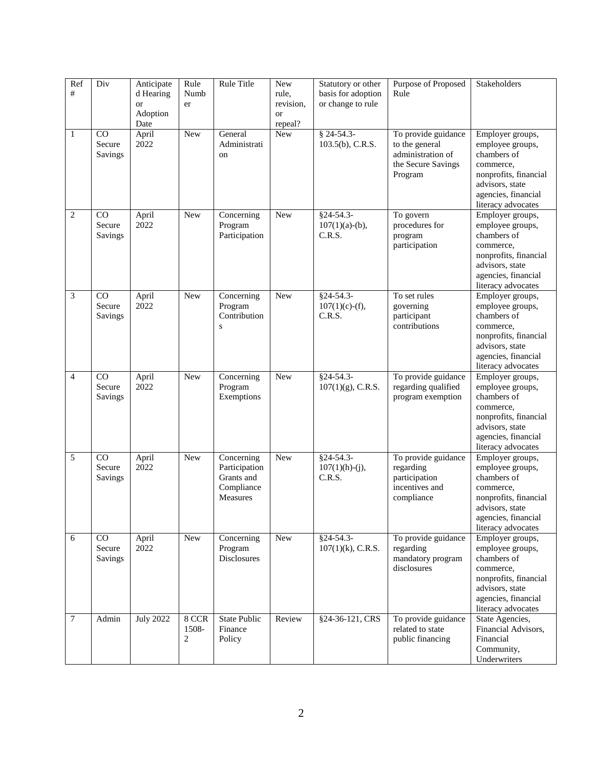| Ref # | Div | Anticipated Hearing or Adoption Date | Rule Number | Rule Title | New rule, revision, or repeal? | Statutory or other basis for adoption or change to rule | Purpose of Proposed Rule | Stakeholders |
|---|---|---|---|---|---|---|---|---|
| 1 | CO Secure Savings | April 2022 | New | General Administration | New | § 24-54.3-103.5(b), C.R.S. | To provide guidance to the general administration of the Secure Savings Program | Employer groups, employee groups, chambers of commerce, nonprofits, financial advisors, state agencies, financial literacy advocates |
| 2 | CO Secure Savings | April 2022 | New | Concerning Program Participation | New | §24-54.3-107(1)(a)-(b), C.R.S. | To govern procedures for program participation | Employer groups, employee groups, chambers of commerce, nonprofits, financial advisors, state agencies, financial literacy advocates |
| 3 | CO Secure Savings | April 2022 | New | Concerning Program Contributions | New | §24-54.3-107(1)(c)-(f), C.R.S. | To set rules governing participant contributions | Employer groups, employee groups, chambers of commerce, nonprofits, financial advisors, state agencies, financial literacy advocates |
| 4 | CO Secure Savings | April 2022 | New | Concerning Program Exemptions | New | §24-54.3-107(1)(g), C.R.S. | To provide guidance regarding qualified program exemption | Employer groups, employee groups, chambers of commerce, nonprofits, financial advisors, state agencies, financial literacy advocates |
| 5 | CO Secure Savings | April 2022 | New | Concerning Participation Grants and Compliance Measures | New | §24-54.3-107(1)(h)-(j), C.R.S. | To provide guidance regarding participation incentives and compliance | Employer groups, employee groups, chambers of commerce, nonprofits, financial advisors, state agencies, financial literacy advocates |
| 6 | CO Secure Savings | April 2022 | New | Concerning Program Disclosures | New | §24-54.3-107(1)(k), C.R.S. | To provide guidance regarding mandatory program disclosures | Employer groups, employee groups, chambers of commerce, nonprofits, financial advisors, state agencies, financial literacy advocates |
| 7 | Admin | July 2022 | 8 CCR 1508-2 | State Public Finance Policy | Review | §24-36-121, CRS | To provide guidance related to state public financing | State Agencies, Financial Advisors, Financial Community, Underwriters |